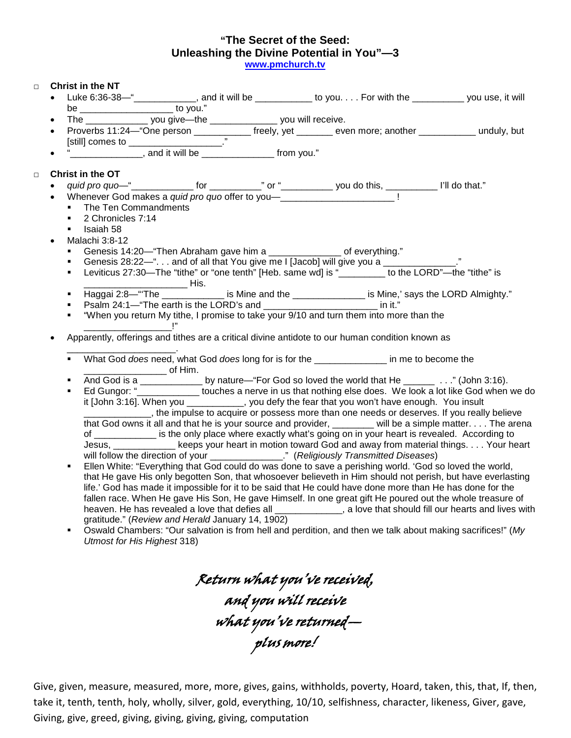# "The Secret of the Seed: Unleashing the Divine Potential in You"—3

[www.pmchurch.tv](http://www.pmchurch.tv)

- **Christ in the NT**
  - Luke 6:36-38—"____________, and it will be ___________ to you. . . . For with the __________ you use, it will be _________________ to you."
  - The ____________ you give—the _____________ you will receive.
  - Proverbs 11:24—"One person ___________ freely, yet _______ even more; another ___________ unduly, but [still] comes to __________________."
  - "______________, and it will be ______________ from you."

- **Christ in the OT**
  - *quid pro quo*—"____________ for __________" or "__________ you do this, __________ I'll do that."
  - Whenever God makes a *quid pro quo* offer to you—______________________ !
    - The Ten Commandments
    - 2 Chronicles 7:14
    - Isaiah 58
  - Malachi 3:8-12
    - Genesis 14:20—"Then Abraham gave him a ______________ of everything."
    - Genesis 28:22—". . . and of all that You give me I [Jacob] will give you a ______________."
    - Leviticus 27:30—The "tithe" or "one tenth" [Heb. same wd] is "_________ to the LORD"—the "tithe" is ____________________ His.
    - Haggai 2:8—"'The ____________ is Mine and the ______________ is Mine,' says the LORD Almighty."
    - Psalm 24:1—"The earth is the LORD's and ______________________ in it."
    - "When you return My tithe, I promise to take your 9/10 and turn them into more than the _________________!"
  - Apparently, offerings and tithes are a critical divine antidote to our human condition known as _____________________.
    - What God *does* need, what God *does* long for is for the ______________ in me to become the ________________ of Him.
    - And God is a ____________ by nature—"For God so loved the world that He ______ . . ." (John 3:16).
    - Ed Gungor: "____________ touches a nerve in us that nothing else does. We look a lot like God when we do it [John 3:16]. When you ___________, you defy the fear that you won't have enough. You insult _____________, the impulse to acquire or possess more than one needs or deserves. If you really believe that God owns it all and that he is your source and provider, ________ will be a simple matter. . . . The arena of ____________ is the only place where exactly what's going on in your heart is revealed. According to Jesus, ____________ keeps your heart in motion toward God and away from material things. . . . Your heart will follow the direction of your ______________." (*Religiously Transmitted Diseases*)
    - Ellen White: "Everything that God could do was done to save a perishing world. 'God so loved the world, that He gave His only begotten Son, that whosoever believeth in Him should not perish, but have everlasting life.' God has made it impossible for it to be said that He could have done more than He has done for the fallen race. When He gave His Son, He gave Himself. In one great gift He poured out the whole treasure of heaven. He has revealed a love that defies all _____________, a love that should fill our hearts and lives with gratitude." (*Review and Herald* January 14, 1902)
    - Oswald Chambers: "Our salvation is from hell and perdition, and then we talk about making sacrifices!" (*My Utmost for His Highest* 318)

*Return what you've received,*
*and you will receive*
*what you've returned—*
*plus more!*

Give, given, measure, measured, more, more, gives, gains, withholds, poverty, Hoard, taken, this, that, If, then, take it, tenth, tenth, holy, wholly, silver, gold, everything, 10/10, selfishness, character, likeness, Giver, gave, Giving, give, greed, giving, giving, giving, giving, computation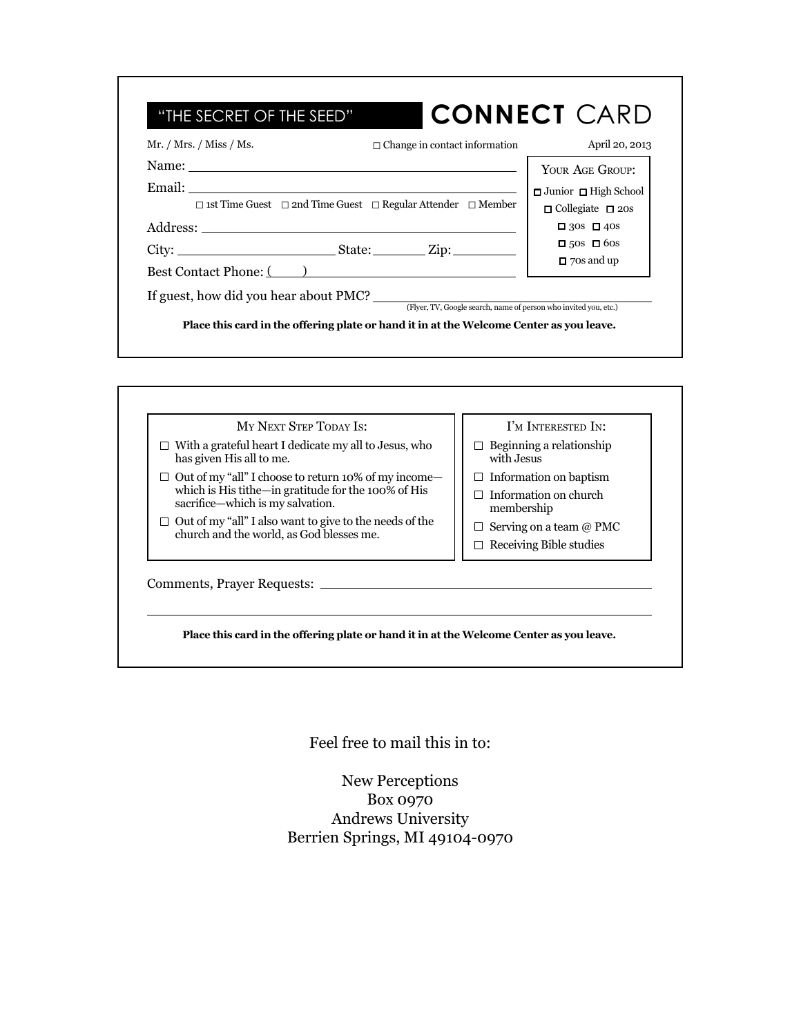"THE SECRET OF THE SEED" **CONNECT** CARD

Mr. / Mrs. / Miss / Ms. ☐ Change in contact information April 20, 2013

Name: ______________________________

Email: ______________________________

☐ 1st Time Guest ☐ 2nd Time Guest ☐ Regular Attender ☐ Member

Address: ______________________________

City: ____________ State: ______ Zip: ________

Best Contact Phone: (    ) ______________________

**Your Age Group:**

☐ Junior ☐ High School
☐ Collegiate ☐ 20s
☐ 30s ☐ 40s
☐ 50s ☐ 60s
☐ 70s and up

If guest, how did you hear about PMC? ______________________________
(Flyer, TV, Google search, name of person who invited you, etc.)

**Place this card in the offering plate or hand it in at the Welcome Center as you leave.**

---

**My Next Step Today Is:**

- ☐ With a grateful heart I dedicate my all to Jesus, who has given His all to me.
- ☐ Out of my "all" I choose to return 10% of my income—which is His tithe—in gratitude for the 100% of His sacrifice—which is my salvation.
- ☐ Out of my "all" I also want to give to the needs of the church and the world, as God blesses me.

**I'm Interested In:**

- ☐ Beginning a relationship with Jesus
- ☐ Information on baptism
- ☐ Information on church membership
- ☐ Serving on a team @ PMC
- ☐ Receiving Bible studies

Comments, Prayer Requests: ______________________________

______________________________

**Place this card in the offering plate or hand it in at the Welcome Center as you leave.**

---

Feel free to mail this in to:

New Perceptions
Box 0970
Andrews University
Berrien Springs, MI 49104-0970